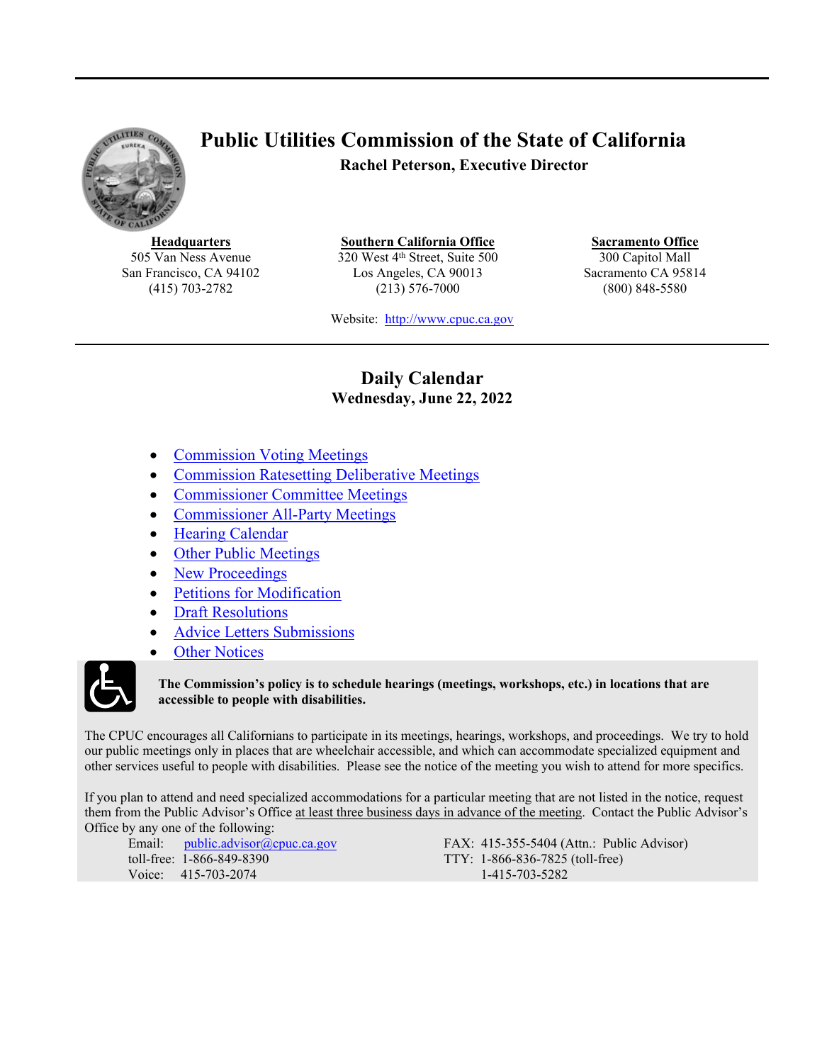# Public Utilities Commission of the State of California

**Rachel Peterson, Executive Director**

| **Headquarters** | **Southern California Office** | **Sacramento Office** |
|---|---|---|
| 505 Van Ness Avenue | 320 West 4th Street, Suite 500 | 300 Capitol Mall |
| San Francisco, CA 94102 | Los Angeles, CA 90013 | Sacramento CA 95814 |
| (415) 703-2782 | (213) 576-7000 | (800) 848-5580 |

Website: http://www.cpuc.ca.gov

## Daily Calendar

### Wednesday, June 22, 2022

- Commission Voting Meetings
- Commission Ratesetting Deliberative Meetings
- Commissioner Committee Meetings
- Commissioner All-Party Meetings
- Hearing Calendar
- Other Public Meetings
- New Proceedings
- Petitions for Modification
- Draft Resolutions
- Advice Letters Submissions
- Other Notices

**The Commission's policy is to schedule hearings (meetings, workshops, etc.) in locations that are accessible to people with disabilities.**

The CPUC encourages all Californians to participate in its meetings, hearings, workshops, and proceedings. We try to hold our public meetings only in places that are wheelchair accessible, and which can accommodate specialized equipment and other services useful to people with disabilities. Please see the notice of the meeting you wish to attend for more specifics.

If you plan to attend and need specialized accommodations for a particular meeting that are not listed in the notice, request them from the Public Advisor's Office at least three business days in advance of the meeting. Contact the Public Advisor's Office by any one of the following:

Email: public.advisor@cpuc.ca.gov
toll-free: 1-866-849-8390
Voice: 415-703-2074

FAX: 415-355-5404 (Attn.: Public Advisor)
TTY: 1-866-836-7825 (toll-free)
1-415-703-5282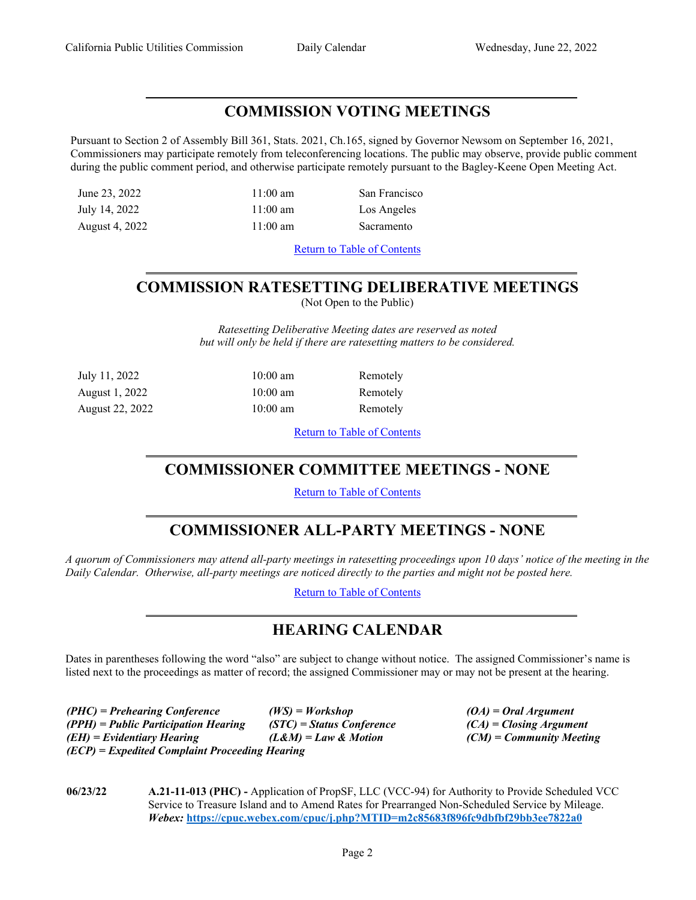## COMMISSION VOTING MEETINGS

Pursuant to Section 2 of Assembly Bill 361, Stats. 2021, Ch.165, signed by Governor Newsom on September 16, 2021, Commissioners may participate remotely from teleconferencing locations. The public may observe, provide public comment during the public comment period, and otherwise participate remotely pursuant to the Bagley-Keene Open Meeting Act.

| | | |
|---|---|---|
| June 23, 2022 | 11:00 am | San Francisco |
| July 14, 2022 | 11:00 am | Los Angeles |
| August 4, 2022 | 11:00 am | Sacramento |

Return to Table of Contents

## COMMISSION RATESETTING DELIBERATIVE MEETINGS

(Not Open to the Public)

*Ratesetting Deliberative Meeting dates are reserved as noted but will only be held if there are ratesetting matters to be considered.*

| | | |
|---|---|---|
| July 11, 2022 | 10:00 am | Remotely |
| August 1, 2022 | 10:00 am | Remotely |
| August 22, 2022 | 10:00 am | Remotely |

Return to Table of Contents

## COMMISSIONER COMMITTEE MEETINGS - NONE

Return to Table of Contents

## COMMISSIONER ALL-PARTY MEETINGS - NONE

*A quorum of Commissioners may attend all-party meetings in ratesetting proceedings upon 10 days' notice of the meeting in the Daily Calendar. Otherwise, all-party meetings are noticed directly to the parties and might not be posted here.*

Return to Table of Contents

## HEARING CALENDAR

Dates in parentheses following the word "also" are subject to change without notice. The assigned Commissioner's name is listed next to the proceedings as matter of record; the assigned Commissioner may or may not be present at the hearing.

***(PHC) = Prehearing Conference*** ***(WS) = Workshop*** ***(OA) = Oral Argument***
***(PPH) = Public Participation Hearing*** ***(STC) = Status Conference*** ***(CA) = Closing Argument***
***(EH) = Evidentiary Hearing*** ***(L&M) = Law & Motion*** ***(CM) = Community Meeting***
***(ECP) = Expedited Complaint Proceeding Hearing***

**06/23/22** **A.21-11-013 (PHC) -** Application of PropSF, LLC (VCC-94) for Authority to Provide Scheduled VCC Service to Treasure Island and to Amend Rates for Prearranged Non-Scheduled Service by Mileage.
***Webex:* https://cpuc.webex.com/cpuc/j.php?MTID=m2c85683f896fc9dbfbf29bb3ee7822a0**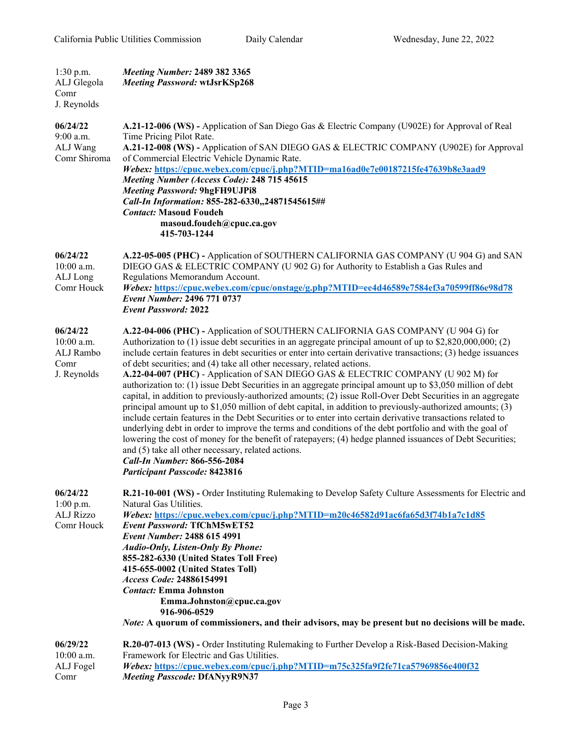| | |
|---|---|
| 1:30 p.m.<br>ALJ Glegola<br>Comr<br>J. Reynolds | ***Meeting Number:*** **2489 382 3365**<br>***Meeting Password:*** **wtJsrKSp268** |
| **06/24/22**<br>9:00 a.m.<br>ALJ Wang<br>Comr Shiroma | **A.21-12-006 (WS) -** Application of San Diego Gas & Electric Company (U902E) for Approval of Real Time Pricing Pilot Rate.<br>**A.21-12-008 (WS) -** Application of SAN DIEGO GAS & ELECTRIC COMPANY (U902E) for Approval of Commercial Electric Vehicle Dynamic Rate.<br>***Webex:*** **https://cpuc.webex.com/cpuc/j.php?MTID=ma16ad0e7e00187215fe47639b8e3aad9**<br>***Meeting Number (Access Code):*** **248 715 45615**<br>***Meeting Password:*** **9hgFH9UJPi8**<br>***Call-In Information:*** **855-282-6330,,24871545615##**<br>***Contact:*** **Masoud Foudeh**<br>**masoud.foudeh@cpuc.ca.gov**<br>**415-703-1244** |
| **06/24/22**<br>10:00 a.m.<br>ALJ Long<br>Comr Houck | **A.22-05-005 (PHC) -** Application of SOUTHERN CALIFORNIA GAS COMPANY (U 904 G) and SAN DIEGO GAS & ELECTRIC COMPANY (U 902 G) for Authority to Establish a Gas Rules and Regulations Memorandum Account.<br>***Webex:*** **https://cpuc.webex.com/cpuc/onstage/g.php?MTID=ee4d46589e7584ef3a70599ff86e98d78**<br>***Event Number:*** **2496 771 0737**<br>***Event Password:*** **2022** |
| **06/24/22**<br>10:00 a.m.<br>ALJ Rambo<br>Comr<br>J. Reynolds | **A.22-04-006 (PHC) -** Application of SOUTHERN CALIFORNIA GAS COMPANY (U 904 G) for Authorization to (1) issue debt securities in an aggregate principal amount of up to $2,820,000,000; (2) include certain features in debt securities or enter into certain derivative transactions; (3) hedge issuances of debt securities; and (4) take all other necessary, related actions.<br>**A.22-04-007 (PHC)** - Application of SAN DIEGO GAS & ELECTRIC COMPANY (U 902 M) for authorization to: (1) issue Debt Securities in an aggregate principal amount up to $3,050 million of debt capital, in addition to previously-authorized amounts; (2) issue Roll-Over Debt Securities in an aggregate principal amount up to $1,050 million of debt capital, in addition to previously-authorized amounts; (3) include certain features in the Debt Securities or to enter into certain derivative transactions related to underlying debt in order to improve the terms and conditions of the debt portfolio and with the goal of lowering the cost of money for the benefit of ratepayers; (4) hedge planned issuances of Debt Securities; and (5) take all other necessary, related actions.<br>***Call-In Number:*** **866-556-2084**<br>***Participant Passcode:*** **8423816** |
| **06/24/22**<br>1:00 p.m.<br>ALJ Rizzo<br>Comr Houck | **R.21-10-001 (WS) -** Order Instituting Rulemaking to Develop Safety Culture Assessments for Electric and Natural Gas Utilities.<br>***Webex:*** **https://cpuc.webex.com/cpuc/j.php?MTID=m20c46582d91ac6fa65d3f74b1a7c1d85**<br>***Event Password:*** **TfChM5wET52**<br>***Event Number:*** **2488 615 4991**<br>***Audio-Only, Listen-Only By Phone:***<br>**855-282-6330 (United States Toll Free)**<br>**415-655-0002 (United States Toll)**<br>***Access Code:*** **24886154991**<br>***Contact:*** **Emma Johnston**<br>**Emma.Johnston@cpuc.ca.gov**<br>**916-906-0529**<br>***Note:*** **A quorum of commissioners, and their advisors, may be present but no decisions will be made.** |
| **06/29/22**<br>10:00 a.m.<br>ALJ Fogel<br>Comr | **R.20-07-013 (WS) -** Order Instituting Rulemaking to Further Develop a Risk-Based Decision-Making Framework for Electric and Gas Utilities.<br>***Webex:*** **https://cpuc.webex.com/cpuc/j.php?MTID=m75c325fa9f2fe71ca57969856e400f32**<br>***Meeting Passcode:*** **DfANyyR9N37** |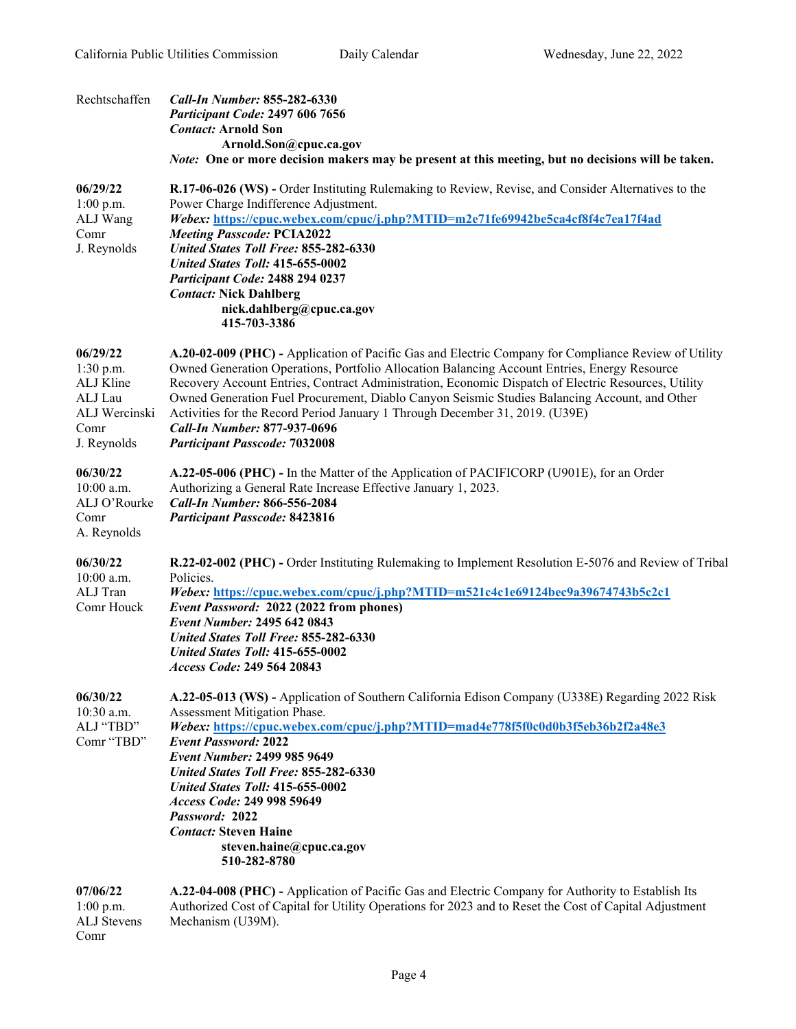| | |
|---|---|
| Rechtschaffen | ***Call-In Number:*** **855-282-6330**<br>***Participant Code:*** **2497 606 7656**<br>***Contact:*** **Arnold Son**<br>**Arnold.Son@cpuc.ca.gov**<br>*Note:* **One or more decision makers may be present at this meeting, but no decisions will be taken.** |
| **06/29/22**<br>1:00 p.m.<br>ALJ Wang<br>Comr<br>J. Reynolds | **R.17-06-026 (WS) -** Order Instituting Rulemaking to Review, Revise, and Consider Alternatives to the Power Charge Indifference Adjustment.<br>***Webex:*** **https://cpuc.webex.com/cpuc/j.php?MTID=m2e71fe69942be5ca4cf8f4c7ea17f4ad**<br>***Meeting Passcode:*** **PCIA2022**<br>***United States Toll Free:*** **855-282-6330**<br>***United States Toll:*** **415-655-0002**<br>***Participant Code:*** **2488 294 0237**<br>***Contact:*** **Nick Dahlberg**<br>**nick.dahlberg@cpuc.ca.gov**<br>**415-703-3386** |
| **06/29/22**<br>1:30 p.m.<br>ALJ Kline<br>ALJ Lau<br>ALJ Wercinski<br>Comr<br>J. Reynolds | **A.20-02-009 (PHC) -** Application of Pacific Gas and Electric Company for Compliance Review of Utility Owned Generation Operations, Portfolio Allocation Balancing Account Entries, Energy Resource Recovery Account Entries, Contract Administration, Economic Dispatch of Electric Resources, Utility Owned Generation Fuel Procurement, Diablo Canyon Seismic Studies Balancing Account, and Other Activities for the Record Period January 1 Through December 31, 2019. (U39E)<br>***Call-In Number:*** **877-937-0696**<br>***Participant Passcode:*** **7032008** |
| **06/30/22**<br>10:00 a.m.<br>ALJ O'Rourke<br>Comr<br>A. Reynolds | **A.22-05-006 (PHC) -** In the Matter of the Application of PACIFICORP (U901E), for an Order Authorizing a General Rate Increase Effective January 1, 2023.<br>***Call-In Number:*** **866-556-2084**<br>***Participant Passcode:*** **8423816** |
| **06/30/22**<br>10:00 a.m.<br>ALJ Tran<br>Comr Houck | **R.22-02-002 (PHC) -** Order Instituting Rulemaking to Implement Resolution E-5076 and Review of Tribal Policies.<br>***Webex:*** **https://cpuc.webex.com/cpuc/j.php?MTID=m521c4c1e69124bec9a39674743b5c2c1**<br>***Event Password:*** **2022 (2022 from phones)**<br>***Event Number:*** **2495 642 0843**<br>***United States Toll Free:*** **855-282-6330**<br>***United States Toll:*** **415-655-0002**<br>***Access Code:*** **249 564 20843** |
| **06/30/22**<br>10:30 a.m.<br>ALJ "TBD"<br>Comr "TBD" | **A.22-05-013 (WS) -** Application of Southern California Edison Company (U338E) Regarding 2022 Risk Assessment Mitigation Phase.<br>***Webex:*** **https://cpuc.webex.com/cpuc/j.php?MTID=mad4e778f5f0c0d0b3f5eb36b2f2a48e3**<br>***Event Password:*** **2022**<br>***Event Number:*** **2499 985 9649**<br>***United States Toll Free:*** **855-282-6330**<br>***United States Toll:*** **415-655-0002**<br>***Access Code:*** **249 998 59649**<br>***Password:*** **2022**<br>***Contact:*** **Steven Haine**<br>**steven.haine@cpuc.ca.gov**<br>**510-282-8780** |
| **07/06/22**<br>1:00 p.m.<br>ALJ Stevens<br>Comr | **A.22-04-008 (PHC) -** Application of Pacific Gas and Electric Company for Authority to Establish Its Authorized Cost of Capital for Utility Operations for 2023 and to Reset the Cost of Capital Adjustment Mechanism (U39M). |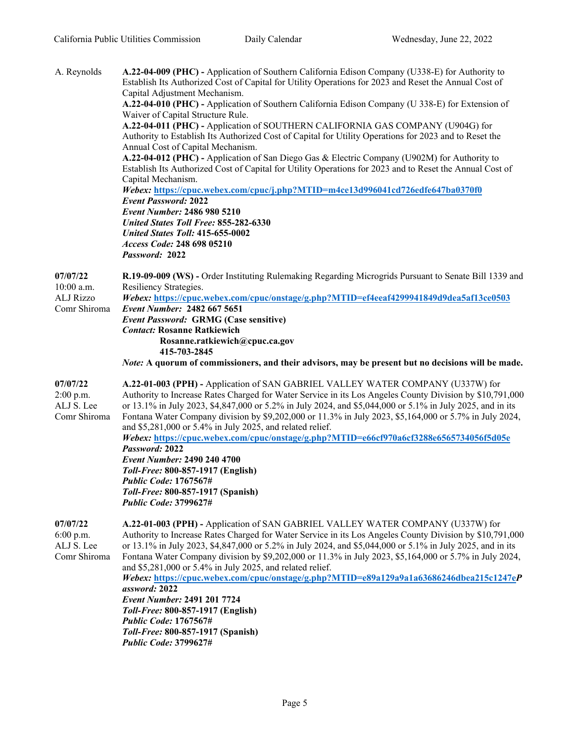A. Reynolds

**A.22-04-009 (PHC) -** Application of Southern California Edison Company (U338-E) for Authority to Establish Its Authorized Cost of Capital for Utility Operations for 2023 and Reset the Annual Cost of Capital Adjustment Mechanism.
**A.22-04-010 (PHC) -** Application of Southern California Edison Company (U 338-E) for Extension of Waiver of Capital Structure Rule.
**A.22-04-011 (PHC) -** Application of SOUTHERN CALIFORNIA GAS COMPANY (U904G) for Authority to Establish Its Authorized Cost of Capital for Utility Operations for 2023 and to Reset the Annual Cost of Capital Mechanism.
**A.22-04-012 (PHC) -** Application of San Diego Gas & Electric Company (U902M) for Authority to Establish Its Authorized Cost of Capital for Utility Operations for 2023 and to Reset the Annual Cost of Capital Mechanism.
***Webex:*** **https://cpuc.webex.com/cpuc/j.php?MTID=m4ce13d996041cd726edfe647ba0370f0**
***Event Password:*** **2022**
***Event Number:*** **2486 980 5210**
***United States Toll Free:*** **855-282-6330**
***United States Toll:*** **415-655-0002**
***Access Code:*** **248 698 05210**
***Password:*** **2022**

**07/07/22**
10:00 a.m.
ALJ Rizzo
Comr Shiroma

**R.19-09-009 (WS) -** Order Instituting Rulemaking Regarding Microgrids Pursuant to Senate Bill 1339 and Resiliency Strategies.
***Webex:*** **https://cpuc.webex.com/cpuc/onstage/g.php?MTID=ef4eeaf4299941849d9dea5af13ce0503**
***Event Number:*** **2482 667 5651**
***Event Password:*** **GRMG (Case sensitive)**
***Contact:*** **Rosanne Ratkiewich**
**Rosanne.ratkiewich@cpuc.ca.gov**
**415-703-2845**
*Note:* **A quorum of commissioners, and their advisors, may be present but no decisions will be made.**

**07/07/22**
2:00 p.m.
ALJ S. Lee
Comr Shiroma

**A.22-01-003 (PPH) -** Application of SAN GABRIEL VALLEY WATER COMPANY (U337W) for Authority to Increase Rates Charged for Water Service in its Los Angeles County Division by $10,791,000 or 13.1% in July 2023, $4,847,000 or 5.2% in July 2024, and $5,044,000 or 5.1% in July 2025, and in its Fontana Water Company division by $9,202,000 or 11.3% in July 2023, $5,164,000 or 5.7% in July 2024, and $5,281,000 or 5.4% in July 2025, and related relief.
***Webex:*** **https://cpuc.webex.com/cpuc/onstage/g.php?MTID=e66cf970a6cf3288e6565734056f5d05e**
***Password:*** **2022**
***Event Number:*** **2490 240 4700**
***Toll-Free:*** **800-857-1917 (English)**
***Public Code:*** **1767567#**
***Toll-Free:*** **800-857-1917 (Spanish)**
***Public Code:*** **3799627#**

**07/07/22**
6:00 p.m.
ALJ S. Lee
Comr Shiroma

**A.22-01-003 (PPH) -** Application of SAN GABRIEL VALLEY WATER COMPANY (U337W) for Authority to Increase Rates Charged for Water Service in its Los Angeles County Division by $10,791,000 or 13.1% in July 2023, $4,847,000 or 5.2% in July 2024, and $5,044,000 or 5.1% in July 2025, and in its Fontana Water Company division by $9,202,000 or 11.3% in July 2023, $5,164,000 or 5.7% in July 2024, and $5,281,000 or 5.4% in July 2025, and related relief.
***Webex:*** **https://cpuc.webex.com/cpuc/onstage/g.php?MTID=e89a129a9a1a63686246dbea215c1247e*P*
*assword:*** **2022**
***Event Number:*** **2491 201 7724**
***Toll-Free:*** **800-857-1917 (English)**
***Public Code:*** **1767567#**
***Toll-Free:*** **800-857-1917 (Spanish)**
***Public Code:*** **3799627#**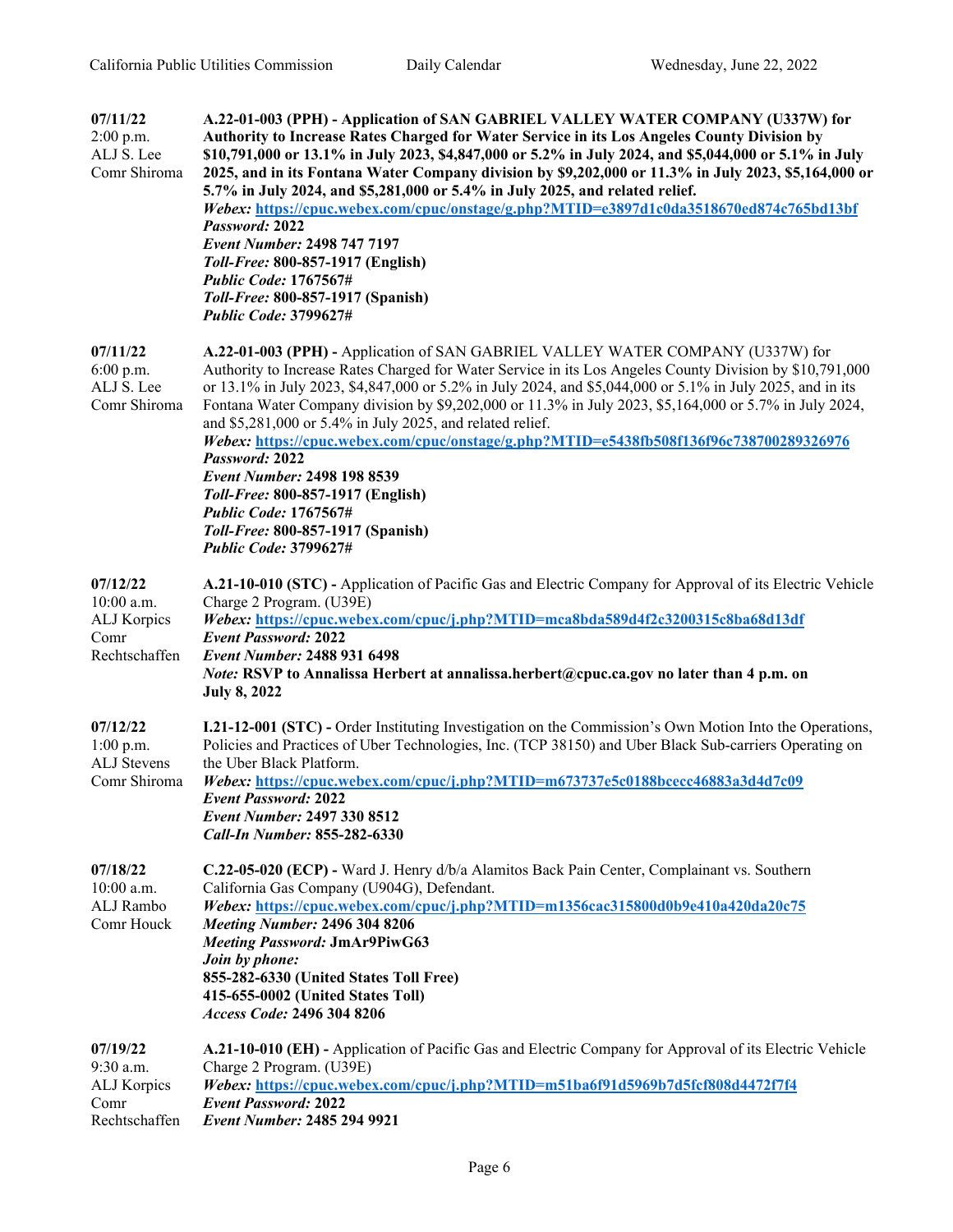| | |
|---|---|
| **07/11/22**<br>2:00 p.m.<br>ALJ S. Lee<br>Comr Shiroma | **A.22-01-003 (PPH) - Application of SAN GABRIEL VALLEY WATER COMPANY (U337W) for Authority to Increase Rates Charged for Water Service in its Los Angeles County Division by $10,791,000 or 13.1% in July 2023, $4,847,000 or 5.2% in July 2024, and $5,044,000 or 5.1% in July 2025, and in its Fontana Water Company division by $9,202,000 or 11.3% in July 2023, $5,164,000 or 5.7% in July 2024, and $5,281,000 or 5.4% in July 2025, and related relief.**<br>***Webex:*** **https://cpuc.webex.com/cpuc/onstage/g.php?MTID=e3897d1c0da3518670ed874c765bd13bf**<br>***Password:*** **2022**<br>***Event Number:*** **2498 747 7197**<br>***Toll-Free:*** **800-857-1917 (English)**<br>***Public Code:*** **1767567#**<br>***Toll-Free:*** **800-857-1917 (Spanish)**<br>***Public Code:*** **3799627#** |
| **07/11/22**<br>6:00 p.m.<br>ALJ S. Lee<br>Comr Shiroma | **A.22-01-003 (PPH) -** Application of SAN GABRIEL VALLEY WATER COMPANY (U337W) for Authority to Increase Rates Charged for Water Service in its Los Angeles County Division by $10,791,000 or 13.1% in July 2023, $4,847,000 or 5.2% in July 2024, and $5,044,000 or 5.1% in July 2025, and in its Fontana Water Company division by $9,202,000 or 11.3% in July 2023, $5,164,000 or 5.7% in July 2024, and $5,281,000 or 5.4% in July 2025, and related relief.<br>***Webex:*** **https://cpuc.webex.com/cpuc/onstage/g.php?MTID=e5438fb508f136f96c738700289326976**<br>***Password:*** **2022**<br>***Event Number:*** **2498 198 8539**<br>***Toll-Free:*** **800-857-1917 (English)**<br>***Public Code:*** **1767567#**<br>***Toll-Free:*** **800-857-1917 (Spanish)**<br>***Public Code:*** **3799627#** |
| **07/12/22**<br>10:00 a.m.<br>ALJ Korpics<br>Comr Rechtschaffen | **A.21-10-010 (STC) -** Application of Pacific Gas and Electric Company for Approval of its Electric Vehicle Charge 2 Program. (U39E)<br>***Webex:*** **https://cpuc.webex.com/cpuc/j.php?MTID=mca8bda589d4f2c3200315c8ba68d13df**<br>***Event Password:*** **2022**<br>***Event Number:*** **2488 931 6498**<br>*Note:* **RSVP to Annalissa Herbert at annalissa.herbert@cpuc.ca.gov no later than 4 p.m. on July 8, 2022** |
| **07/12/22**<br>1:00 p.m.<br>ALJ Stevens<br>Comr Shiroma | **I.21-12-001 (STC) -** Order Instituting Investigation on the Commission's Own Motion Into the Operations, Policies and Practices of Uber Technologies, Inc. (TCP 38150) and Uber Black Sub-carriers Operating on the Uber Black Platform.<br>***Webex:*** **https://cpuc.webex.com/cpuc/j.php?MTID=m673737e5c0188bcecc46883a3d4d7c09**<br>***Event Password:*** **2022**<br>***Event Number:*** **2497 330 8512**<br>***Call-In Number:*** **855-282-6330** |
| **07/18/22**<br>10:00 a.m.<br>ALJ Rambo<br>Comr Houck | **C.22-05-020 (ECP) -** Ward J. Henry d/b/a Alamitos Back Pain Center, Complainant vs. Southern California Gas Company (U904G), Defendant.<br>***Webex:*** **https://cpuc.webex.com/cpuc/j.php?MTID=m1356cac315800d0b9e410a420da20c75**<br>***Meeting Number:*** **2496 304 8206**<br>***Meeting Password:*** **JmAr9PiwG63**<br>***Join by phone:***<br>**855-282-6330 (United States Toll Free)**<br>**415-655-0002 (United States Toll)**<br>***Access Code:*** **2496 304 8206** |
| **07/19/22**<br>9:30 a.m.<br>ALJ Korpics<br>Comr Rechtschaffen | **A.21-10-010 (EH) -** Application of Pacific Gas and Electric Company for Approval of its Electric Vehicle Charge 2 Program. (U39E)<br>***Webex:*** **https://cpuc.webex.com/cpuc/j.php?MTID=m51ba6f91d5969b7d5fcf808d4472f7f4**<br>***Event Password:*** **2022**<br>***Event Number:*** **2485 294 9921** |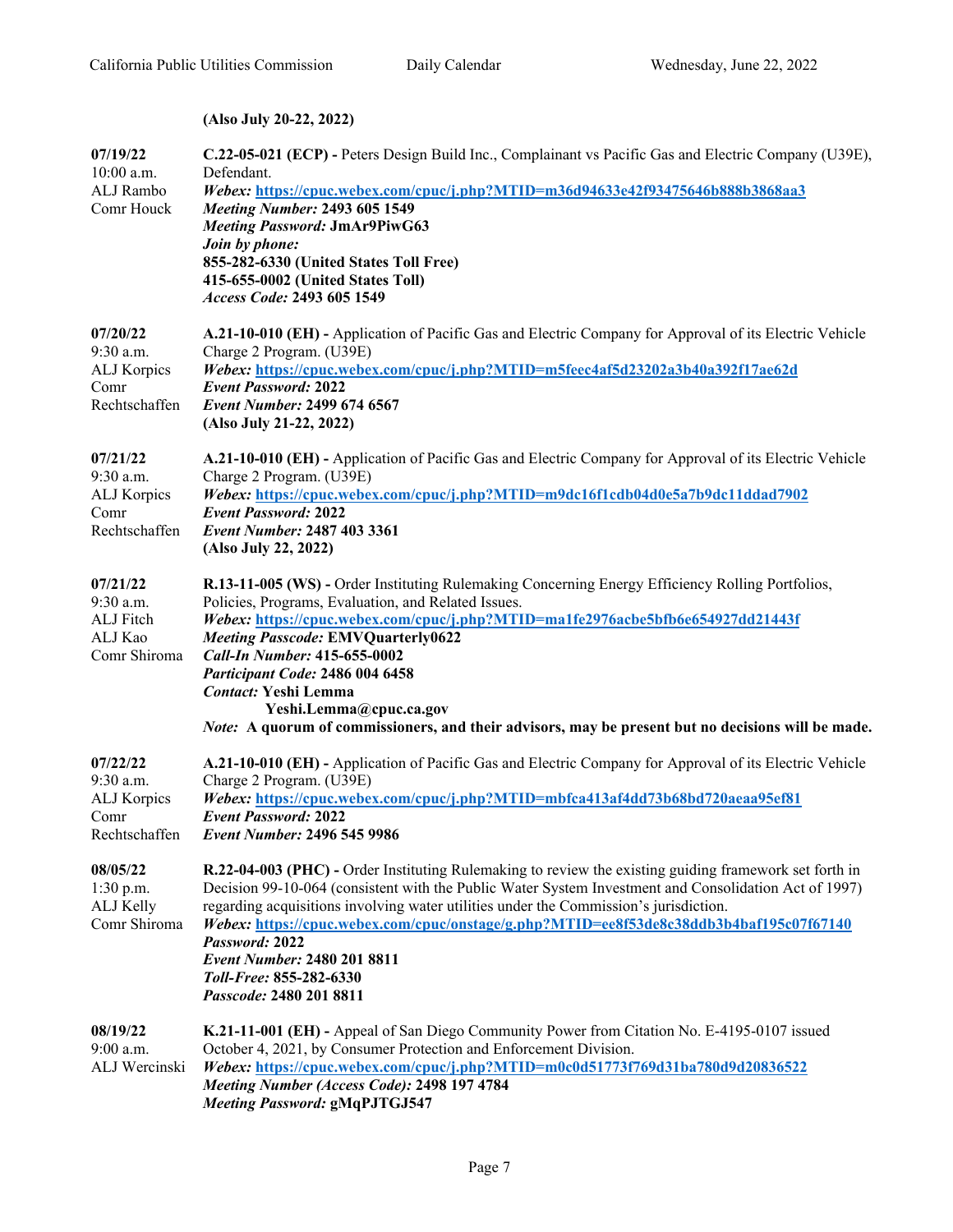**(Also July 20-22, 2022)**

| | |
|---|---|
| **07/19/22**<br>10:00 a.m.<br>ALJ Rambo<br>Comr Houck | **C.22-05-021 (ECP) -** Peters Design Build Inc., Complainant vs Pacific Gas and Electric Company (U39E), Defendant.<br>***Webex:* https://cpuc.webex.com/cpuc/j.php?MTID=m36d94633e42f93475646b888b3868aa3**<br>***Meeting Number:* 2493 605 1549**<br>***Meeting Password:* JmAr9PiwG63**<br>***Join by phone:***<br>**855-282-6330 (United States Toll Free)**<br>**415-655-0002 (United States Toll)**<br>***Access Code:* 2493 605 1549** |
| **07/20/22**<br>9:30 a.m.<br>ALJ Korpics<br>Comr Rechtschaffen | **A.21-10-010 (EH) -** Application of Pacific Gas and Electric Company for Approval of its Electric Vehicle Charge 2 Program. (U39E)<br>***Webex:* https://cpuc.webex.com/cpuc/j.php?MTID=m5feec4af5d23202a3b40a392f17ae62d**<br>***Event Password:* 2022**<br>***Event Number:* 2499 674 6567**<br>**(Also July 21-22, 2022)** |
| **07/21/22**<br>9:30 a.m.<br>ALJ Korpics<br>Comr Rechtschaffen | **A.21-10-010 (EH) -** Application of Pacific Gas and Electric Company for Approval of its Electric Vehicle Charge 2 Program. (U39E)<br>***Webex:* https://cpuc.webex.com/cpuc/j.php?MTID=m9dc16f1cdb04d0e5a7b9dc11ddad7902**<br>***Event Password:* 2022**<br>***Event Number:* 2487 403 3361**<br>**(Also July 22, 2022)** |
| **07/21/22**<br>9:30 a.m.<br>ALJ Fitch<br>ALJ Kao<br>Comr Shiroma | **R.13-11-005 (WS) -** Order Instituting Rulemaking Concerning Energy Efficiency Rolling Portfolios, Policies, Programs, Evaluation, and Related Issues.<br>***Webex:* https://cpuc.webex.com/cpuc/j.php?MTID=ma1fe2976acbe5bfb6e654927dd21443f**<br>***Meeting Passcode:* EMVQuarterly0622**<br>***Call-In Number:* 415-655-0002**<br>***Participant Code:* 2486 004 6458**<br>***Contact:* Yeshi Lemma**<br>**Yeshi.Lemma@cpuc.ca.gov**<br>*Note:* **A quorum of commissioners, and their advisors, may be present but no decisions will be made.** |
| **07/22/22**<br>9:30 a.m.<br>ALJ Korpics<br>Comr Rechtschaffen | **A.21-10-010 (EH) -** Application of Pacific Gas and Electric Company for Approval of its Electric Vehicle Charge 2 Program. (U39E)<br>***Webex:* https://cpuc.webex.com/cpuc/j.php?MTID=mbfca413af4dd73b68bd720aeaa95ef81**<br>***Event Password:* 2022**<br>***Event Number:* 2496 545 9986** |
| **08/05/22**<br>1:30 p.m.<br>ALJ Kelly<br>Comr Shiroma | **R.22-04-003 (PHC) -** Order Instituting Rulemaking to review the existing guiding framework set forth in Decision 99-10-064 (consistent with the Public Water System Investment and Consolidation Act of 1997) regarding acquisitions involving water utilities under the Commission's jurisdiction.<br>***Webex:* https://cpuc.webex.com/cpuc/onstage/g.php?MTID=ee8f53de8c38ddb3b4baf195c07f67140**<br>***Password:* 2022**<br>***Event Number:* 2480 201 8811**<br>***Toll-Free:* 855-282-6330**<br>***Passcode:* 2480 201 8811** |
| **08/19/22**<br>9:00 a.m.<br>ALJ Wercinski | **K.21-11-001 (EH) -** Appeal of San Diego Community Power from Citation No. E-4195-0107 issued October 4, 2021, by Consumer Protection and Enforcement Division.<br>***Webex:* https://cpuc.webex.com/cpuc/j.php?MTID=m0c0d51773f769d31ba780d9d20836522**<br>***Meeting Number (Access Code):* 2498 197 4784**<br>***Meeting Password:* gMqPJTGJ547** |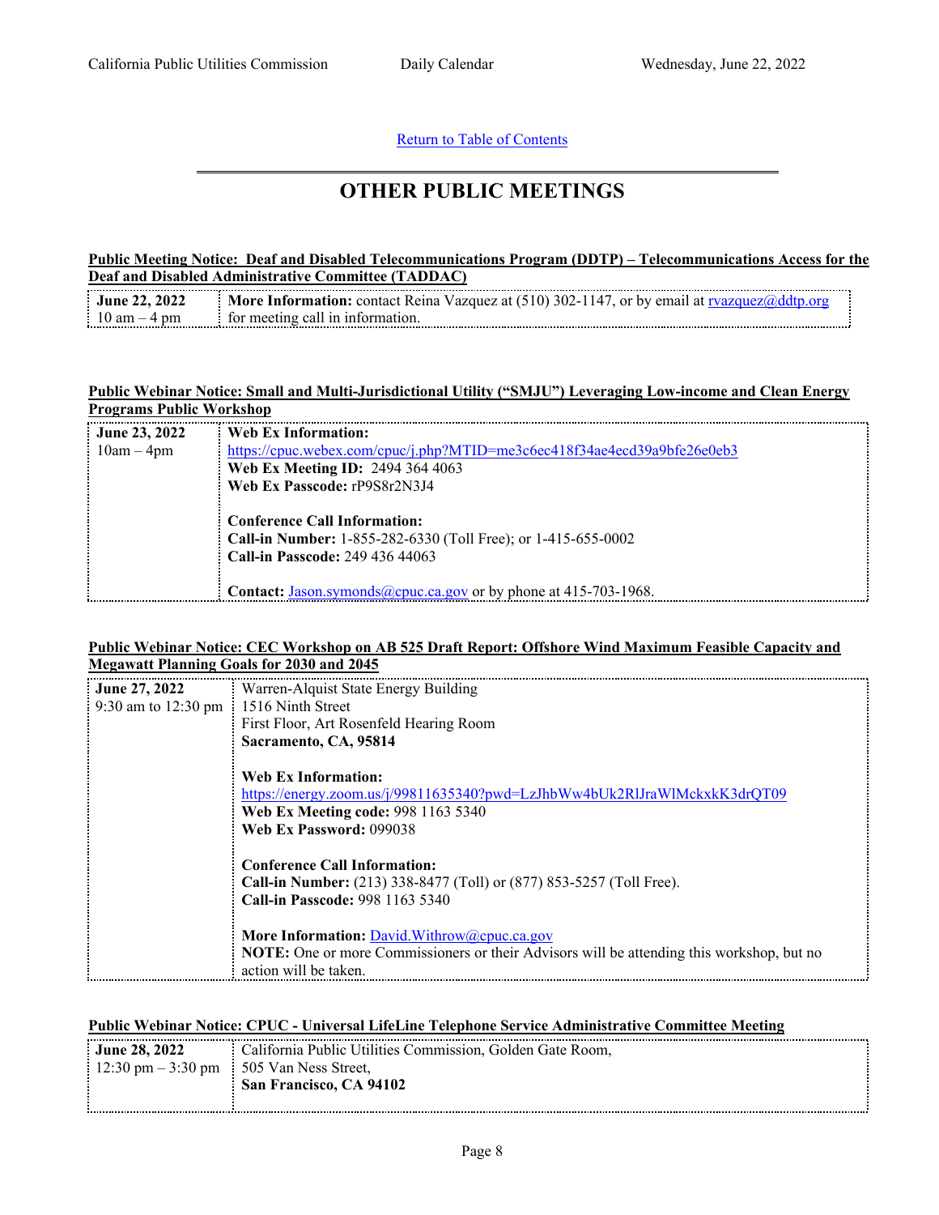[Return to Table of Contents](#)

# OTHER PUBLIC MEETINGS

**Public Meeting Notice: Deaf and Disabled Telecommunications Program (DDTP) – Telecommunications Access for the Deaf and Disabled Administrative Committee (TADDAC)**

| | |
|---|---|
| **June 22, 2022**<br>10 am – 4 pm | **More Information:** contact Reina Vazquez at (510) 302-1147, or by email at rvazquez@ddtp.org for meeting call in information. |

**Public Webinar Notice: Small and Multi-Jurisdictional Utility ("SMJU") Leveraging Low-income and Clean Energy Programs Public Workshop**

| | |
|---|---|
| **June 23, 2022**<br>10am – 4pm | **Web Ex Information:**<br>https://cpuc.webex.com/cpuc/j.php?MTID=me3c6ec418f34ae4ecd39a9bfe26e0eb3<br>**Web Ex Meeting ID:** 2494 364 4063<br>**Web Ex Passcode:** rP9S8r2N3J4<br><br>**Conference Call Information:**<br>**Call-in Number:** 1-855-282-6330 (Toll Free); or 1-415-655-0002<br>**Call-in Passcode:** 249 436 44063<br><br>**Contact:** Jason.symonds@cpuc.ca.gov or by phone at 415-703-1968. |

**Public Webinar Notice: CEC Workshop on AB 525 Draft Report: Offshore Wind Maximum Feasible Capacity and Megawatt Planning Goals for 2030 and 2045**

| | |
|---|---|
| **June 27, 2022**<br>9:30 am to 12:30 pm | Warren-Alquist State Energy Building<br>1516 Ninth Street<br>First Floor, Art Rosenfeld Hearing Room<br>**Sacramento, CA, 95814**<br><br>**Web Ex Information:**<br>https://energy.zoom.us/j/99811635340?pwd=LzJhbWw4bUk2RlJraWlMckxkK3drQT09<br>**Web Ex Meeting code:** 998 1163 5340<br>**Web Ex Password:** 099038<br><br>**Conference Call Information:**<br>**Call-in Number:** (213) 338-8477 (Toll) or (877) 853-5257 (Toll Free).<br>**Call-in Passcode:** 998 1163 5340<br><br>**More Information:** David.Withrow@cpuc.ca.gov<br>**NOTE:** One or more Commissioners or their Advisors will be attending this workshop, but no action will be taken. |

**Public Webinar Notice: CPUC - Universal LifeLine Telephone Service Administrative Committee Meeting**

| | |
|---|---|
| **June 28, 2022**<br>12:30 pm – 3:30 pm | California Public Utilities Commission, Golden Gate Room,<br>505 Van Ness Street,<br>**San Francisco, CA 94102** |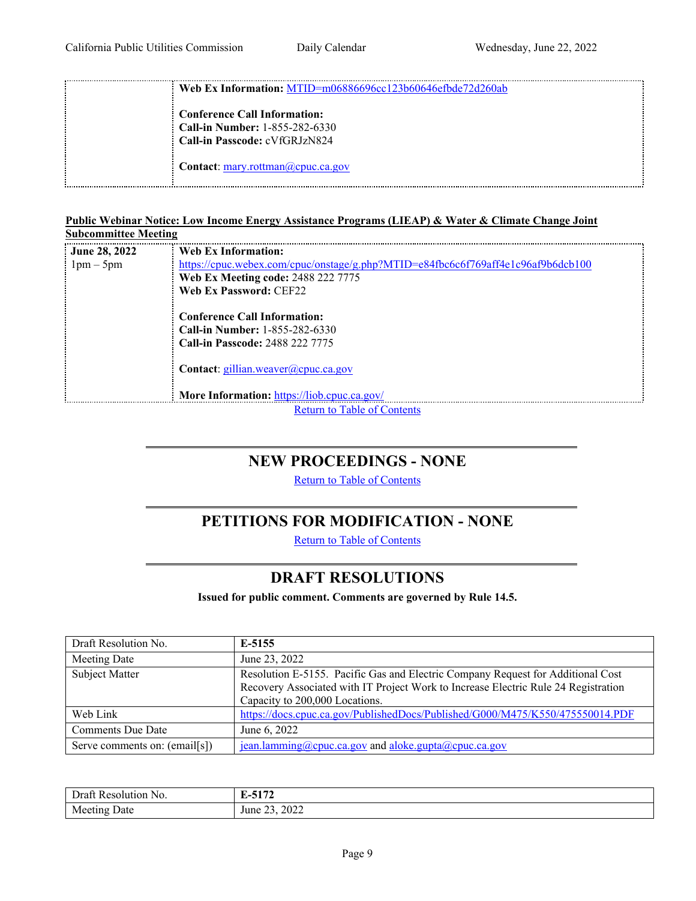| | |
|---|---|
| | **Web Ex Information:** MTID=m06886696cc123b60646efbde72d260ab<br><br>**Conference Call Information:**<br>**Call-in Number:** 1-855-282-6330<br>**Call-in Passcode:** cVfGRJzN824<br><br>**Contact**: mary.rottman@cpuc.ca.gov |

**Public Webinar Notice: Low Income Energy Assistance Programs (LIEAP) & Water & Climate Change Joint Subcommittee Meeting**

| | |
|---|---|
| **June 28, 2022**<br>1pm – 5pm | **Web Ex Information:**<br>https://cpuc.webex.com/cpuc/onstage/g.php?MTID=e84fbc6c6f769aff4e1c96af9b6dcb100<br>**Web Ex Meeting code:** 2488 222 7775<br>**Web Ex Password:** CEF22<br><br>**Conference Call Information:**<br>**Call-in Number:** 1-855-282-6330<br>**Call-in Passcode:** 2488 222 7775<br><br>**Contact**: gillian.weaver@cpuc.ca.gov<br><br>**More Information:** https://liob.cpuc.ca.gov/ |

Return to Table of Contents

## NEW PROCEEDINGS - NONE

Return to Table of Contents

## PETITIONS FOR MODIFICATION - NONE

Return to Table of Contents

## DRAFT RESOLUTIONS

**Issued for public comment. Comments are governed by Rule 14.5.**

| Draft Resolution No. | **E-5155** |
|---|---|
| Meeting Date | June 23, 2022 |
| Subject Matter | Resolution E-5155. Pacific Gas and Electric Company Request for Additional Cost Recovery Associated with IT Project Work to Increase Electric Rule 24 Registration Capacity to 200,000 Locations. |
| Web Link | https://docs.cpuc.ca.gov/PublishedDocs/Published/G000/M475/K550/475550014.PDF |
| Comments Due Date | June 6, 2022 |
| Serve comments on: (email[s]) | jean.lamming@cpuc.ca.gov and aloke.gupta@cpuc.ca.gov |

| Draft Resolution No. | **E-5172** |
|---|---|
| Meeting Date | June 23, 2022 |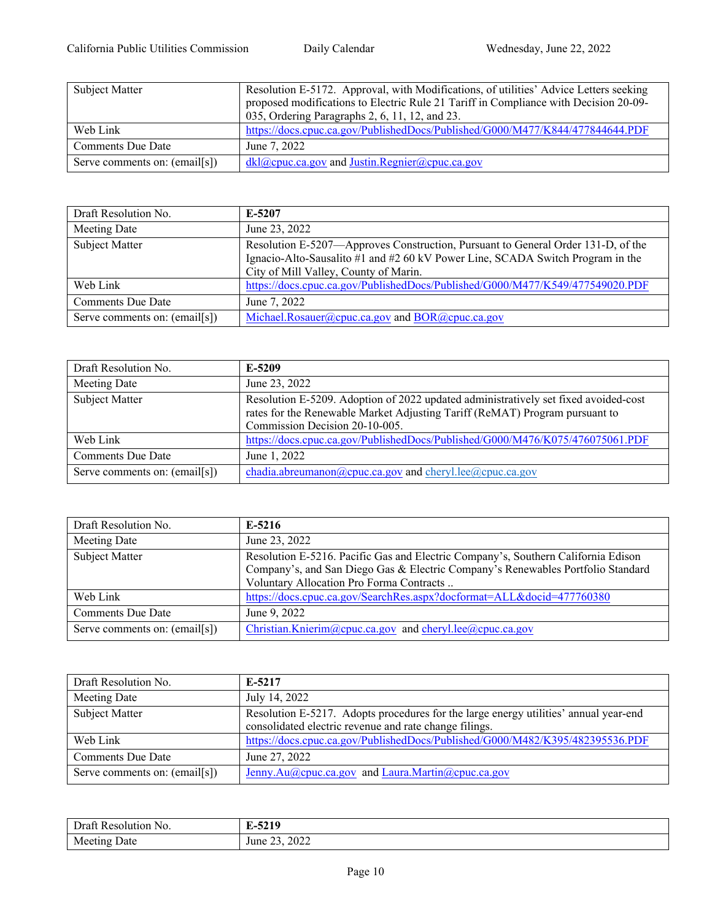| Subject Matter | Resolution E-5172. Approval, with Modifications, of utilities' Advice Letters seeking proposed modifications to Electric Rule 21 Tariff in Compliance with Decision 20-09-035, Ordering Paragraphs 2, 6, 11, 12, and 23. |
|---|---|
| Web Link | https://docs.cpuc.ca.gov/PublishedDocs/Published/G000/M477/K844/477844644.PDF |
| Comments Due Date | June 7, 2022 |
| Serve comments on: (email[s]) | dkl@cpuc.ca.gov and Justin.Regnier@cpuc.ca.gov |

| Draft Resolution No. | **E-5207** |
|---|---|
| Meeting Date | June 23, 2022 |
| Subject Matter | Resolution E-5207—Approves Construction, Pursuant to General Order 131-D, of the Ignacio-Alto-Sausalito #1 and #2 60 kV Power Line, SCADA Switch Program in the City of Mill Valley, County of Marin. |
| Web Link | https://docs.cpuc.ca.gov/PublishedDocs/Published/G000/M477/K549/477549020.PDF |
| Comments Due Date | June 7, 2022 |
| Serve comments on: (email[s]) | Michael.Rosauer@cpuc.ca.gov and BOR@cpuc.ca.gov |

| Draft Resolution No. | **E-5209** |
|---|---|
| Meeting Date | June 23, 2022 |
| Subject Matter | Resolution E-5209. Adoption of 2022 updated administratively set fixed avoided-cost rates for the Renewable Market Adjusting Tariff (ReMAT) Program pursuant to Commission Decision 20-10-005. |
| Web Link | https://docs.cpuc.ca.gov/PublishedDocs/Published/G000/M476/K075/476075061.PDF |
| Comments Due Date | June 1, 2022 |
| Serve comments on: (email[s]) | chadia.abreumanon@cpuc.ca.gov and cheryl.lee@cpuc.ca.gov |

| Draft Resolution No. | **E-5216** |
|---|---|
| Meeting Date | June 23, 2022 |
| Subject Matter | Resolution E-5216. Pacific Gas and Electric Company's, Southern California Edison Company's, and San Diego Gas & Electric Company's Renewables Portfolio Standard Voluntary Allocation Pro Forma Contracts .. |
| Web Link | https://docs.cpuc.ca.gov/SearchRes.aspx?docformat=ALL&docid=477760380 |
| Comments Due Date | June 9, 2022 |
| Serve comments on: (email[s]) | Christian.Knierim@cpuc.ca.gov and cheryl.lee@cpuc.ca.gov |

| Draft Resolution No. | **E-5217** |
|---|---|
| Meeting Date | July 14, 2022 |
| Subject Matter | Resolution E-5217. Adopts procedures for the large energy utilities' annual year-end consolidated electric revenue and rate change filings. |
| Web Link | https://docs.cpuc.ca.gov/PublishedDocs/Published/G000/M482/K395/482395536.PDF |
| Comments Due Date | June 27, 2022 |
| Serve comments on: (email[s]) | Jenny.Au@cpuc.ca.gov and Laura.Martin@cpuc.ca.gov |

| Draft Resolution No. | **E-5219** |
|---|---|
| Meeting Date | June 23, 2022 |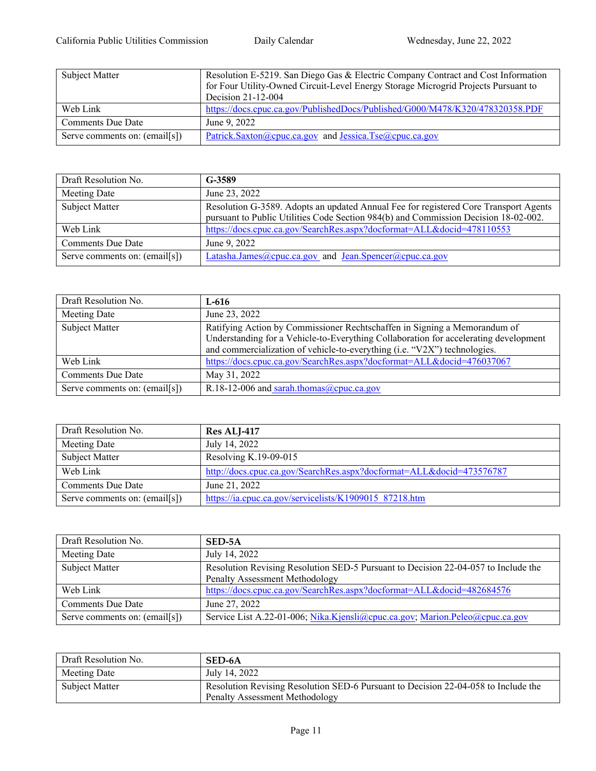| | |
|---|---|
| Subject Matter | Resolution E-5219. San Diego Gas & Electric Company Contract and Cost Information for Four Utility-Owned Circuit-Level Energy Storage Microgrid Projects Pursuant to Decision 21-12-004 |
| Web Link | https://docs.cpuc.ca.gov/PublishedDocs/Published/G000/M478/K320/478320358.PDF |
| Comments Due Date | June 9, 2022 |
| Serve comments on: (email[s]) | Patrick.Saxton@cpuc.ca.gov and Jessica.Tse@cpuc.ca.gov |

| Draft Resolution No. | **G-3589** |
|---|---|
| Meeting Date | June 23, 2022 |
| Subject Matter | Resolution G-3589. Adopts an updated Annual Fee for registered Core Transport Agents pursuant to Public Utilities Code Section 984(b) and Commission Decision 18-02-002. |
| Web Link | https://docs.cpuc.ca.gov/SearchRes.aspx?docformat=ALL&docid=478110553 |
| Comments Due Date | June 9, 2022 |
| Serve comments on: (email[s]) | Latasha.James@cpuc.ca.gov and Jean.Spencer@cpuc.ca.gov |

| Draft Resolution No. | **L-616** |
|---|---|
| Meeting Date | June 23, 2022 |
| Subject Matter | Ratifying Action by Commissioner Rechtschaffen in Signing a Memorandum of Understanding for a Vehicle-to-Everything Collaboration for accelerating development and commercialization of vehicle-to-everything (i.e. "V2X") technologies. |
| Web Link | https://docs.cpuc.ca.gov/SearchRes.aspx?docformat=ALL&docid=476037067 |
| Comments Due Date | May 31, 2022 |
| Serve comments on: (email[s]) | R.18-12-006 and sarah.thomas@cpuc.ca.gov |

| Draft Resolution No. | **Res ALJ-417** |
|---|---|
| Meeting Date | July 14, 2022 |
| Subject Matter | Resolving K.19-09-015 |
| Web Link | http://docs.cpuc.ca.gov/SearchRes.aspx?docformat=ALL&docid=473576787 |
| Comments Due Date | June 21, 2022 |
| Serve comments on: (email[s]) | https://ia.cpuc.ca.gov/servicelists/K1909015_87218.htm |

| Draft Resolution No. | **SED-5A** |
|---|---|
| Meeting Date | July 14, 2022 |
| Subject Matter | Resolution Revising Resolution SED-5 Pursuant to Decision 22-04-057 to Include the Penalty Assessment Methodology |
| Web Link | https://docs.cpuc.ca.gov/SearchRes.aspx?docformat=ALL&docid=482684576 |
| Comments Due Date | June 27, 2022 |
| Serve comments on: (email[s]) | Service List A.22-01-006; Nika.Kjensli@cpuc.ca.gov; Marion.Peleo@cpuc.ca.gov |

| Draft Resolution No. | **SED-6A** |
|---|---|
| Meeting Date | July 14, 2022 |
| Subject Matter | Resolution Revising Resolution SED-6 Pursuant to Decision 22-04-058 to Include the Penalty Assessment Methodology |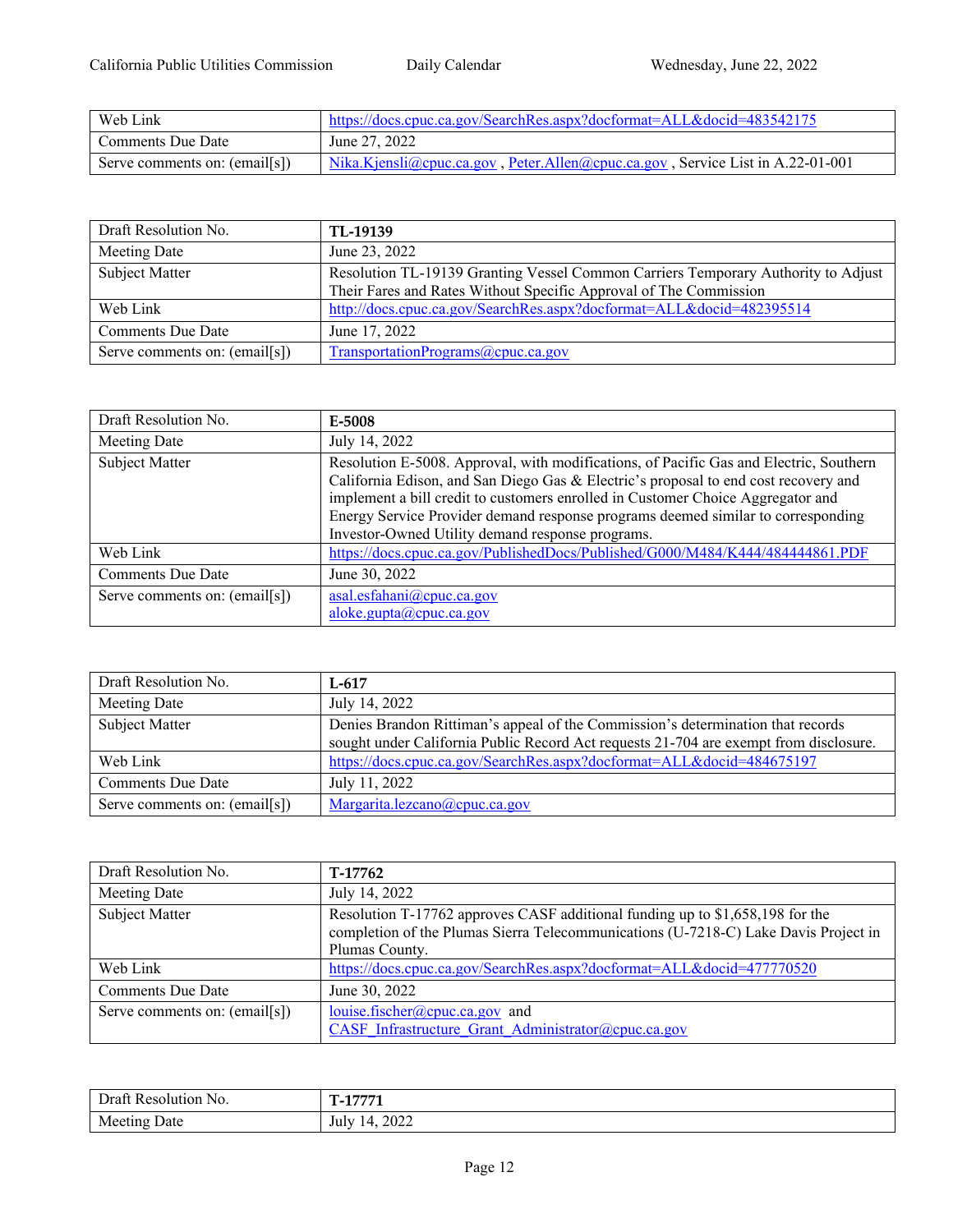| | |
|---|---|
| Web Link | https://docs.cpuc.ca.gov/SearchRes.aspx?docformat=ALL&docid=483542175 |
| Comments Due Date | June 27, 2022 |
| Serve comments on: (email[s]) | Nika.Kjensli@cpuc.ca.gov , Peter.Allen@cpuc.ca.gov , Service List in A.22-01-001 |

| Draft Resolution No. | **TL-19139** |
|---|---|
| Meeting Date | June 23, 2022 |
| Subject Matter | Resolution TL-19139 Granting Vessel Common Carriers Temporary Authority to Adjust Their Fares and Rates Without Specific Approval of The Commission |
| Web Link | http://docs.cpuc.ca.gov/SearchRes.aspx?docformat=ALL&docid=482395514 |
| Comments Due Date | June 17, 2022 |
| Serve comments on: (email[s]) | TransportationPrograms@cpuc.ca.gov |

| Draft Resolution No. | **E-5008** |
|---|---|
| Meeting Date | July 14, 2022 |
| Subject Matter | Resolution E-5008. Approval, with modifications, of Pacific Gas and Electric, Southern California Edison, and San Diego Gas & Electric's proposal to end cost recovery and implement a bill credit to customers enrolled in Customer Choice Aggregator and Energy Service Provider demand response programs deemed similar to corresponding Investor-Owned Utility demand response programs. |
| Web Link | https://docs.cpuc.ca.gov/PublishedDocs/Published/G000/M484/K444/484444861.PDF |
| Comments Due Date | June 30, 2022 |
| Serve comments on: (email[s]) | asal.esfahani@cpuc.ca.gov<br>aloke.gupta@cpuc.ca.gov |

| Draft Resolution No. | **L-617** |
|---|---|
| Meeting Date | July 14, 2022 |
| Subject Matter | Denies Brandon Rittiman's appeal of the Commission's determination that records sought under California Public Record Act requests 21-704 are exempt from disclosure. |
| Web Link | https://docs.cpuc.ca.gov/SearchRes.aspx?docformat=ALL&docid=484675197 |
| Comments Due Date | July 11, 2022 |
| Serve comments on: (email[s]) | Margarita.lezcano@cpuc.ca.gov |

| Draft Resolution No. | **T-17762** |
|---|---|
| Meeting Date | July 14, 2022 |
| Subject Matter | Resolution T-17762 approves CASF additional funding up to $1,658,198 for the completion of the Plumas Sierra Telecommunications (U-7218-C) Lake Davis Project in Plumas County. |
| Web Link | https://docs.cpuc.ca.gov/SearchRes.aspx?docformat=ALL&docid=477770520 |
| Comments Due Date | June 30, 2022 |
| Serve comments on: (email[s]) | louise.fischer@cpuc.ca.gov and<br>CASF_Infrastructure_Grant_Administrator@cpuc.ca.gov |

| Draft Resolution No. | **T-17771** |
|---|---|
| Meeting Date | July 14, 2022 |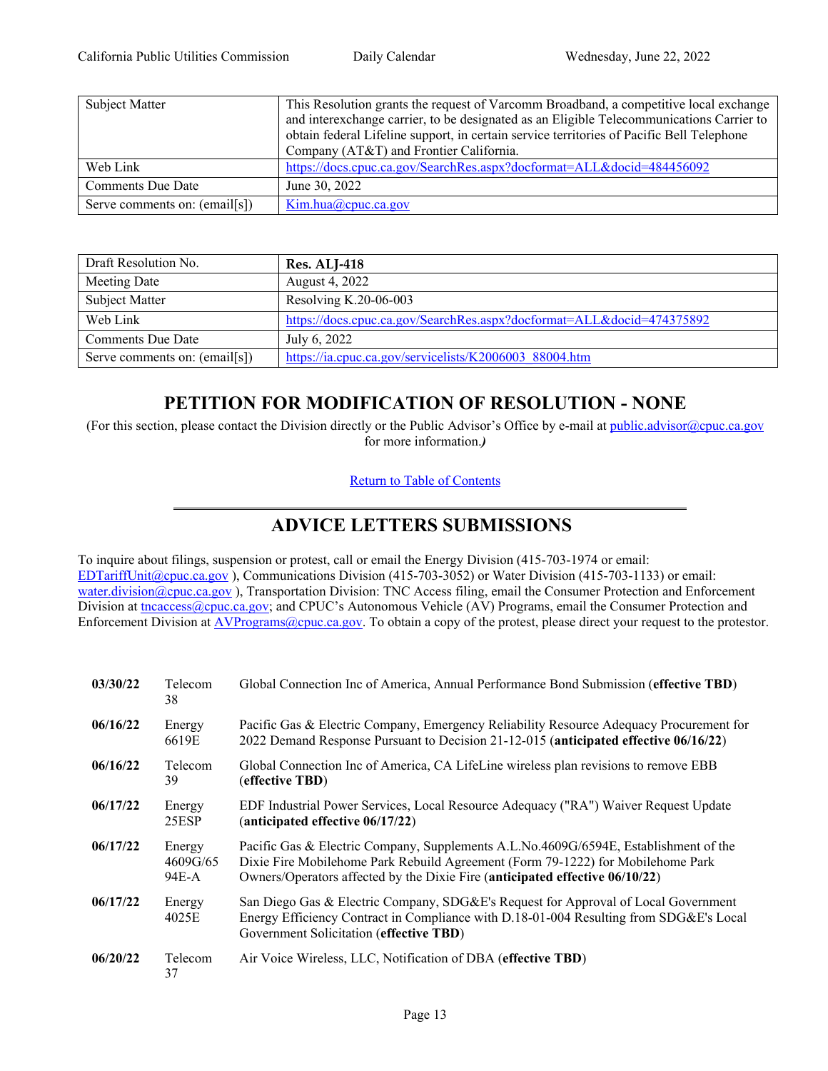| Subject Matter | This Resolution grants the request of Varcomm Broadband, a competitive local exchange and interexchange carrier, to be designated as an Eligible Telecommunications Carrier to obtain federal Lifeline support, in certain service territories of Pacific Bell Telephone Company (AT&T) and Frontier California. |
|---|---|
| Web Link | https://docs.cpuc.ca.gov/SearchRes.aspx?docformat=ALL&docid=484456092 |
| Comments Due Date | June 30, 2022 |
| Serve comments on: (email[s]) | Kim.hua@cpuc.ca.gov |

| Draft Resolution No. | **Res. ALJ-418** |
|---|---|
| Meeting Date | August 4, 2022 |
| Subject Matter | Resolving K.20-06-003 |
| Web Link | https://docs.cpuc.ca.gov/SearchRes.aspx?docformat=ALL&docid=474375892 |
| Comments Due Date | July 6, 2022 |
| Serve comments on: (email[s]) | https://ia.cpuc.ca.gov/servicelists/K2006003_88004.htm |

## PETITION FOR MODIFICATION OF RESOLUTION - NONE

(For this section, please contact the Division directly or the Public Advisor's Office by e-mail at public.advisor@cpuc.ca.gov for more information.*)*

Return to Table of Contents

## ADVICE LETTERS SUBMISSIONS

To inquire about filings, suspension or protest, call or email the Energy Division (415-703-1974 or email: EDTariffUnit@cpuc.ca.gov ), Communications Division (415-703-3052) or Water Division (415-703-1133) or email: water.division@cpuc.ca.gov ), Transportation Division: TNC Access filing, email the Consumer Protection and Enforcement Division at tncaccess@cpuc.ca.gov; and CPUC's Autonomous Vehicle (AV) Programs, email the Consumer Protection and Enforcement Division at AVPrograms@cpuc.ca.gov. To obtain a copy of the protest, please direct your request to the protestor.

| | | |
|---|---|---|
| **03/30/22** | Telecom 38 | Global Connection Inc of America, Annual Performance Bond Submission (**effective TBD**) |
| **06/16/22** | Energy 6619E | Pacific Gas & Electric Company, Emergency Reliability Resource Adequacy Procurement for 2022 Demand Response Pursuant to Decision 21-12-015 (**anticipated effective 06/16/22**) |
| **06/16/22** | Telecom 39 | Global Connection Inc of America, CA LifeLine wireless plan revisions to remove EBB (**effective TBD**) |
| **06/17/22** | Energy 25ESP | EDF Industrial Power Services, Local Resource Adequacy ("RA") Waiver Request Update (**anticipated effective 06/17/22**) |
| **06/17/22** | Energy 4609G/6594E-A | Pacific Gas & Electric Company, Supplements A.L.No.4609G/6594E, Establishment of the Dixie Fire Mobilehome Park Rebuild Agreement (Form 79-1222) for Mobilehome Park Owners/Operators affected by the Dixie Fire (**anticipated effective 06/10/22**) |
| **06/17/22** | Energy 4025E | San Diego Gas & Electric Company, SDG&E's Request for Approval of Local Government Energy Efficiency Contract in Compliance with D.18-01-004 Resulting from SDG&E's Local Government Solicitation (**effective TBD**) |
| **06/20/22** | Telecom 37 | Air Voice Wireless, LLC, Notification of DBA (**effective TBD**) |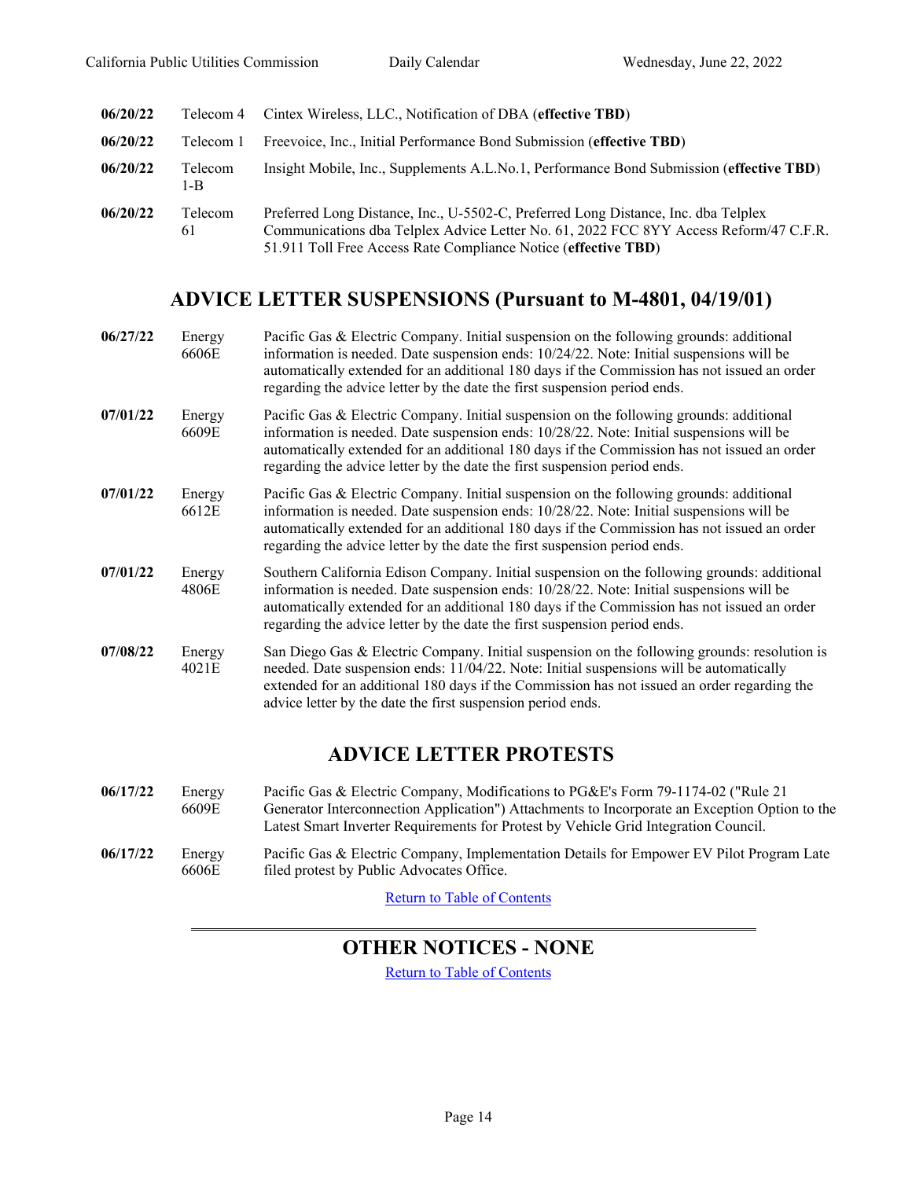| | | |
|---|---|---|
| **06/20/22** | Telecom 4 | Cintex Wireless, LLC., Notification of DBA (**effective TBD**) |
| **06/20/22** | Telecom 1 | Freevoice, Inc., Initial Performance Bond Submission (**effective TBD**) |
| **06/20/22** | Telecom 1-B | Insight Mobile, Inc., Supplements A.L.No.1, Performance Bond Submission (**effective TBD**) |
| **06/20/22** | Telecom 61 | Preferred Long Distance, Inc., U-5502-C, Preferred Long Distance, Inc. dba Telplex Communications dba Telplex Advice Letter No. 61, 2022 FCC 8YY Access Reform/47 C.F.R. 51.911 Toll Free Access Rate Compliance Notice (**effective TBD**) |

## ADVICE LETTER SUSPENSIONS (Pursuant to M-4801, 04/19/01)

| | | |
|---|---|---|
| **06/27/22** | Energy 6606E | Pacific Gas & Electric Company. Initial suspension on the following grounds: additional information is needed. Date suspension ends: 10/24/22. Note: Initial suspensions will be automatically extended for an additional 180 days if the Commission has not issued an order regarding the advice letter by the date the first suspension period ends. |
| **07/01/22** | Energy 6609E | Pacific Gas & Electric Company. Initial suspension on the following grounds: additional information is needed. Date suspension ends: 10/28/22. Note: Initial suspensions will be automatically extended for an additional 180 days if the Commission has not issued an order regarding the advice letter by the date the first suspension period ends. |
| **07/01/22** | Energy 6612E | Pacific Gas & Electric Company. Initial suspension on the following grounds: additional information is needed. Date suspension ends: 10/28/22. Note: Initial suspensions will be automatically extended for an additional 180 days if the Commission has not issued an order regarding the advice letter by the date the first suspension period ends. |
| **07/01/22** | Energy 4806E | Southern California Edison Company. Initial suspension on the following grounds: additional information is needed. Date suspension ends: 10/28/22. Note: Initial suspensions will be automatically extended for an additional 180 days if the Commission has not issued an order regarding the advice letter by the date the first suspension period ends. |
| **07/08/22** | Energy 4021E | San Diego Gas & Electric Company. Initial suspension on the following grounds: resolution is needed. Date suspension ends: 11/04/22. Note: Initial suspensions will be automatically extended for an additional 180 days if the Commission has not issued an order regarding the advice letter by the date the first suspension period ends. |

## ADVICE LETTER PROTESTS

| | | |
|---|---|---|
| **06/17/22** | Energy 6609E | Pacific Gas & Electric Company, Modifications to PG&E's Form 79-1174-02 ("Rule 21 Generator Interconnection Application") Attachments to Incorporate an Exception Option to the Latest Smart Inverter Requirements for Protest by Vehicle Grid Integration Council. |
| **06/17/22** | Energy 6606E | Pacific Gas & Electric Company, Implementation Details for Empower EV Pilot Program Late filed protest by Public Advocates Office. |

Return to Table of Contents

---

## OTHER NOTICES - NONE

Return to Table of Contents